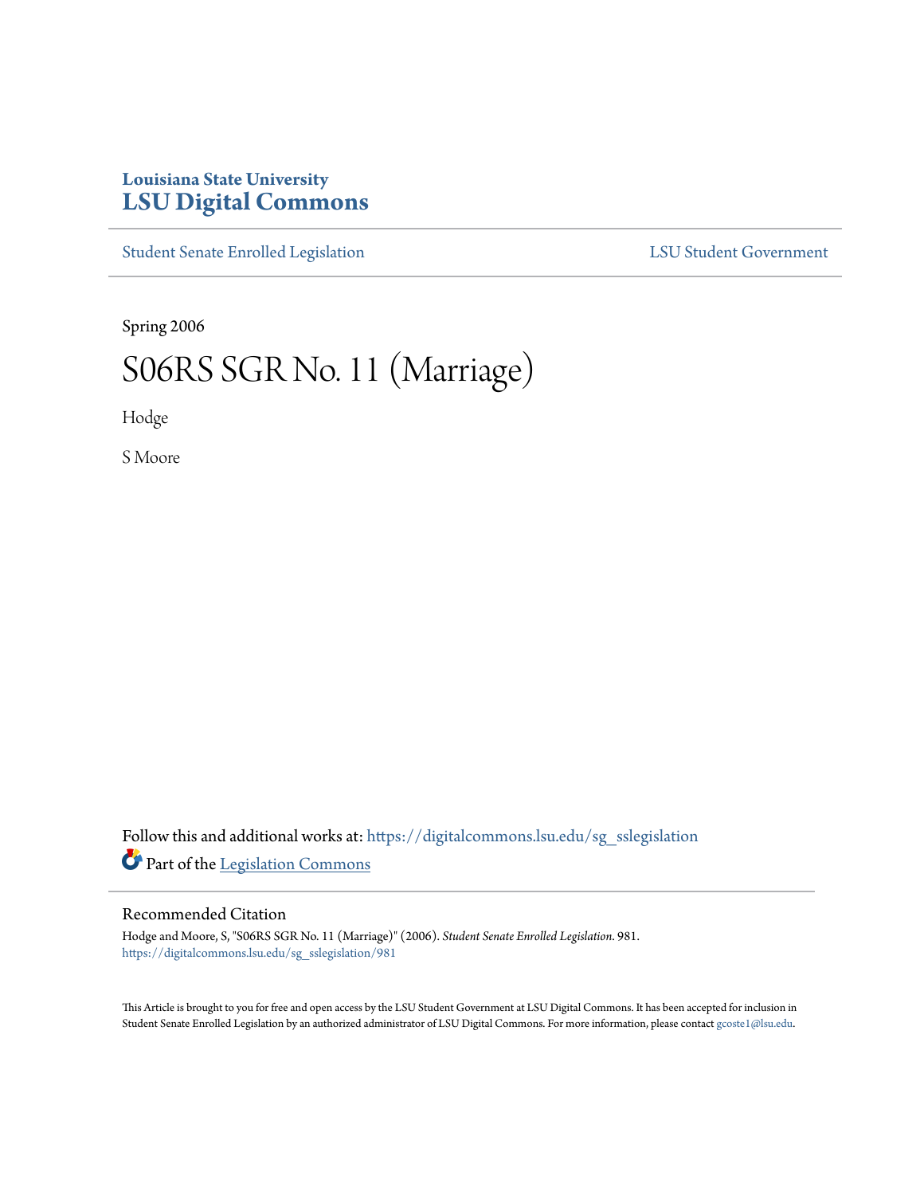**Louisiana State University**
**LSU Digital Commons**

Student Senate Enrolled Legislation | LSU Student Government

Spring 2006

# S06RS SGR No. 11 (Marriage)

Hodge

S Moore

Follow this and additional works at: https://digitalcommons.lsu.edu/sg_sslegislation

Part of the Legislation Commons

## Recommended Citation

Hodge and Moore, S, "S06RS SGR No. 11 (Marriage)" (2006). *Student Senate Enrolled Legislation*. 981.
https://digitalcommons.lsu.edu/sg_sslegislation/981

This Article is brought to you for free and open access by the LSU Student Government at LSU Digital Commons. It has been accepted for inclusion in Student Senate Enrolled Legislation by an authorized administrator of LSU Digital Commons. For more information, please contact gcoste1@lsu.edu.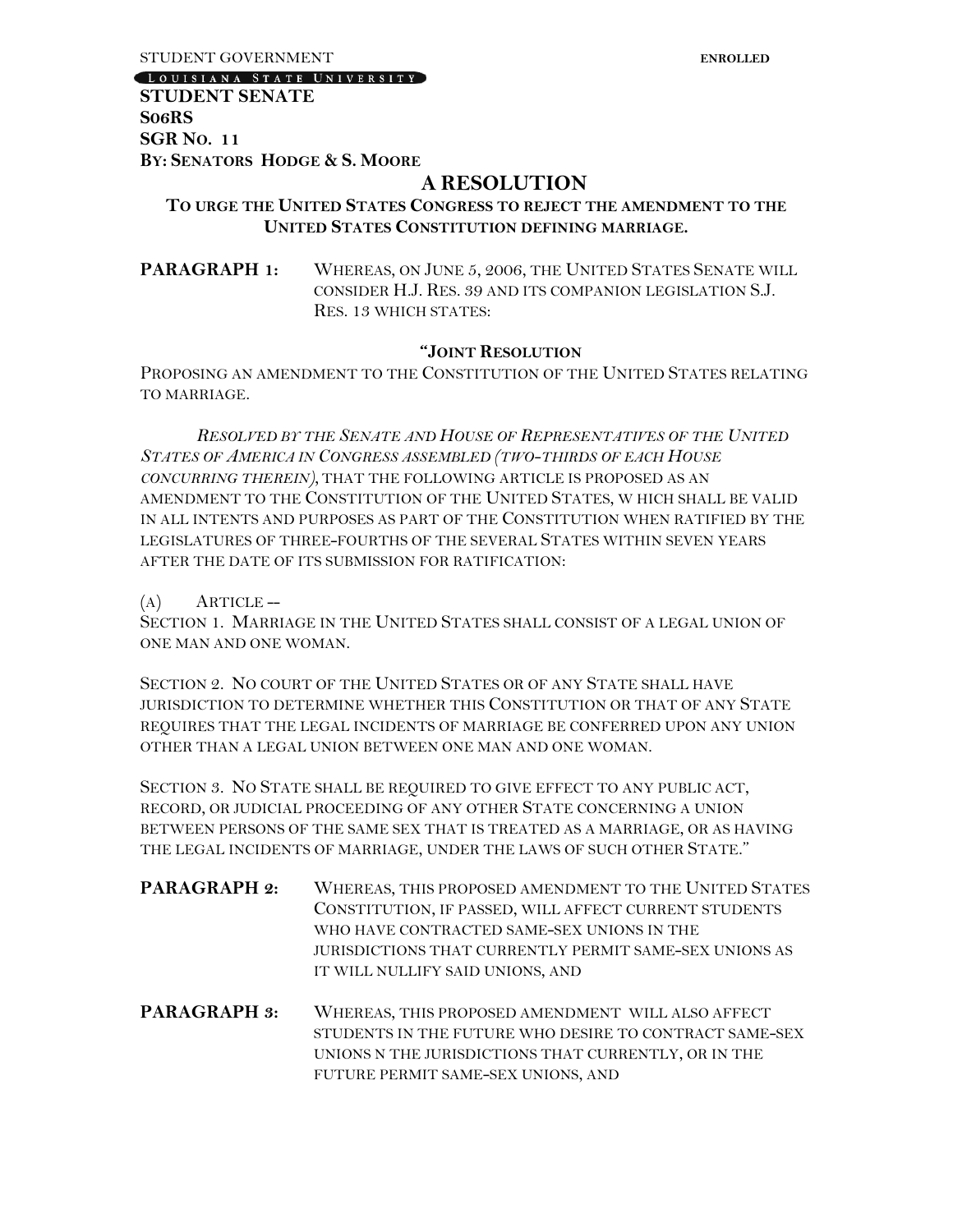STUDENT GOVERNMENT **ENROLLED**

LOUISIANA STATE UNIVERSITY

**STUDENT SENATE**
**S06RS**
**SGR NO. 11**
**BY: SENATORS HODGE & S. MOORE**

# A RESOLUTION

### TO URGE THE UNITED STATES CONGRESS TO REJECT THE AMENDMENT TO THE UNITED STATES CONSTITUTION DEFINING MARRIAGE.

**PARAGRAPH 1:** WHEREAS, ON JUNE 5, 2006, THE UNITED STATES SENATE WILL CONSIDER H.J. RES. 39 AND ITS COMPANION LEGISLATION S.J. RES. 13 WHICH STATES:

**"JOINT RESOLUTION**

PROPOSING AN AMENDMENT TO THE CONSTITUTION OF THE UNITED STATES RELATING TO MARRIAGE.

*RESOLVED BY THE SENATE AND HOUSE OF REPRESENTATIVES OF THE UNITED STATES OF AMERICA IN CONGRESS ASSEMBLED (TWO-THIRDS OF EACH HOUSE CONCURRING THEREIN)*, THAT THE FOLLOWING ARTICLE IS PROPOSED AS AN AMENDMENT TO THE CONSTITUTION OF THE UNITED STATES, W HICH SHALL BE VALID IN ALL INTENTS AND PURPOSES AS PART OF THE CONSTITUTION WHEN RATIFIED BY THE LEGISLATURES OF THREE-FOURTHS OF THE SEVERAL STATES WITHIN SEVEN YEARS AFTER THE DATE OF ITS SUBMISSION FOR RATIFICATION:

(A) ARTICLE --

SECTION 1. MARRIAGE IN THE UNITED STATES SHALL CONSIST OF A LEGAL UNION OF ONE MAN AND ONE WOMAN.

SECTION 2. NO COURT OF THE UNITED STATES OR OF ANY STATE SHALL HAVE JURISDICTION TO DETERMINE WHETHER THIS CONSTITUTION OR THAT OF ANY STATE REQUIRES THAT THE LEGAL INCIDENTS OF MARRIAGE BE CONFERRED UPON ANY UNION OTHER THAN A LEGAL UNION BETWEEN ONE MAN AND ONE WOMAN.

SECTION 3. NO STATE SHALL BE REQUIRED TO GIVE EFFECT TO ANY PUBLIC ACT, RECORD, OR JUDICIAL PROCEEDING OF ANY OTHER STATE CONCERNING A UNION BETWEEN PERSONS OF THE SAME SEX THAT IS TREATED AS A MARRIAGE, OR AS HAVING THE LEGAL INCIDENTS OF MARRIAGE, UNDER THE LAWS OF SUCH OTHER STATE."

**PARAGRAPH 2:** WHEREAS, THIS PROPOSED AMENDMENT TO THE UNITED STATES CONSTITUTION, IF PASSED, WILL AFFECT CURRENT STUDENTS WHO HAVE CONTRACTED SAME-SEX UNIONS IN THE JURISDICTIONS THAT CURRENTLY PERMIT SAME-SEX UNIONS AS IT WILL NULLIFY SAID UNIONS, AND

**PARAGRAPH 3:** WHEREAS, THIS PROPOSED AMENDMENT WILL ALSO AFFECT STUDENTS IN THE FUTURE WHO DESIRE TO CONTRACT SAME-SEX UNIONS N THE JURISDICTIONS THAT CURRENTLY, OR IN THE FUTURE PERMIT SAME-SEX UNIONS, AND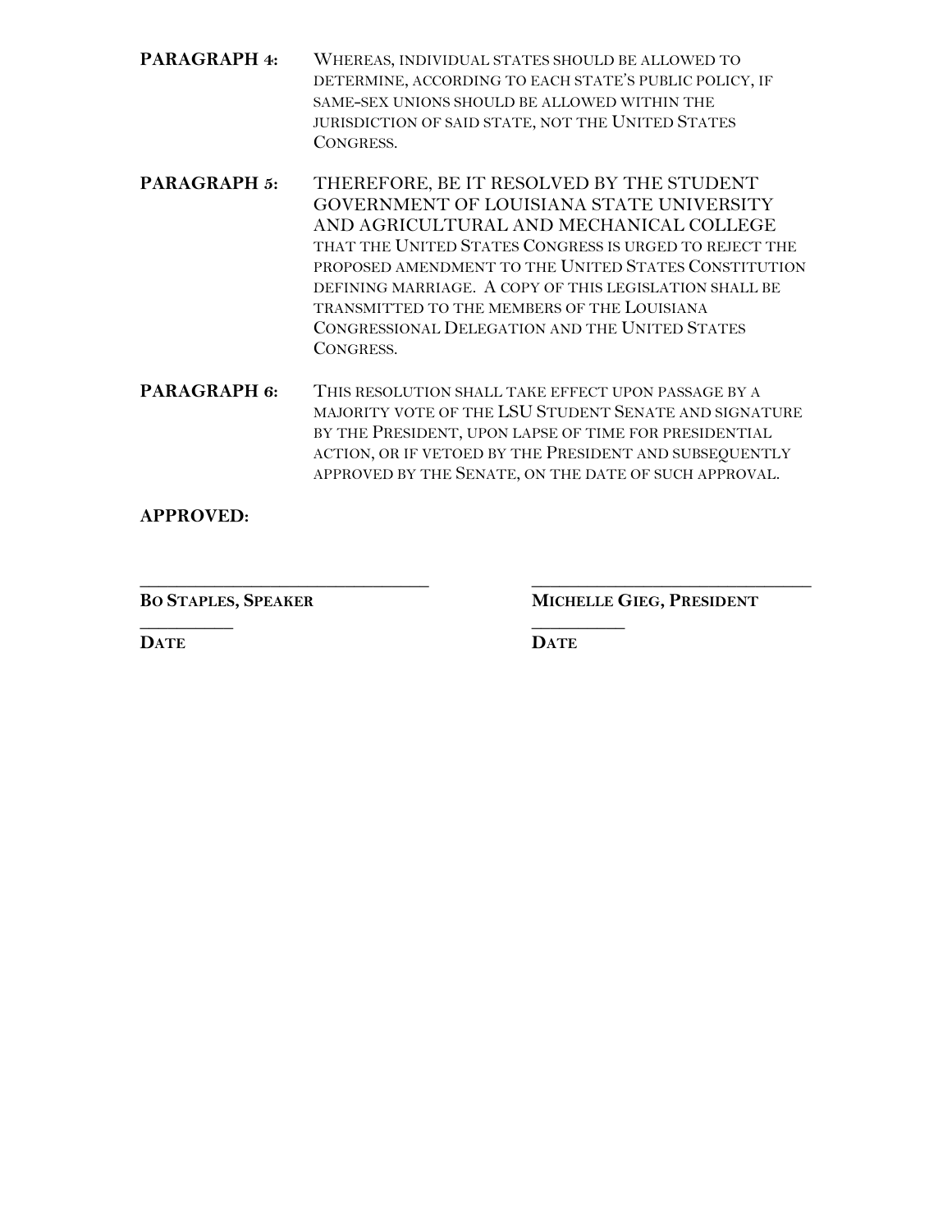**PARAGRAPH 4:** WHEREAS, INDIVIDUAL STATES SHOULD BE ALLOWED TO DETERMINE, ACCORDING TO EACH STATE'S PUBLIC POLICY, IF SAME-SEX UNIONS SHOULD BE ALLOWED WITHIN THE JURISDICTION OF SAID STATE, NOT THE UNITED STATES CONGRESS.

**PARAGRAPH 5:** THEREFORE, BE IT RESOLVED BY THE STUDENT GOVERNMENT OF LOUISIANA STATE UNIVERSITY AND AGRICULTURAL AND MECHANICAL COLLEGE THAT THE UNITED STATES CONGRESS IS URGED TO REJECT THE PROPOSED AMENDMENT TO THE UNITED STATES CONSTITUTION DEFINING MARRIAGE. A COPY OF THIS LEGISLATION SHALL BE TRANSMITTED TO THE MEMBERS OF THE LOUISIANA CONGRESSIONAL DELEGATION AND THE UNITED STATES CONGRESS.

**PARAGRAPH 6:** THIS RESOLUTION SHALL TAKE EFFECT UPON PASSAGE BY A MAJORITY VOTE OF THE LSU STUDENT SENATE AND SIGNATURE BY THE PRESIDENT, UPON LAPSE OF TIME FOR PRESIDENTIAL ACTION, OR IF VETOED BY THE PRESIDENT AND SUBSEQUENTLY APPROVED BY THE SENATE, ON THE DATE OF SUCH APPROVAL.

**APPROVED:**

______________________________
**BO STAPLES, SPEAKER**

__________
**DATE**

______________________________
**MICHELLE GIEG, PRESIDENT**

__________
**DATE**